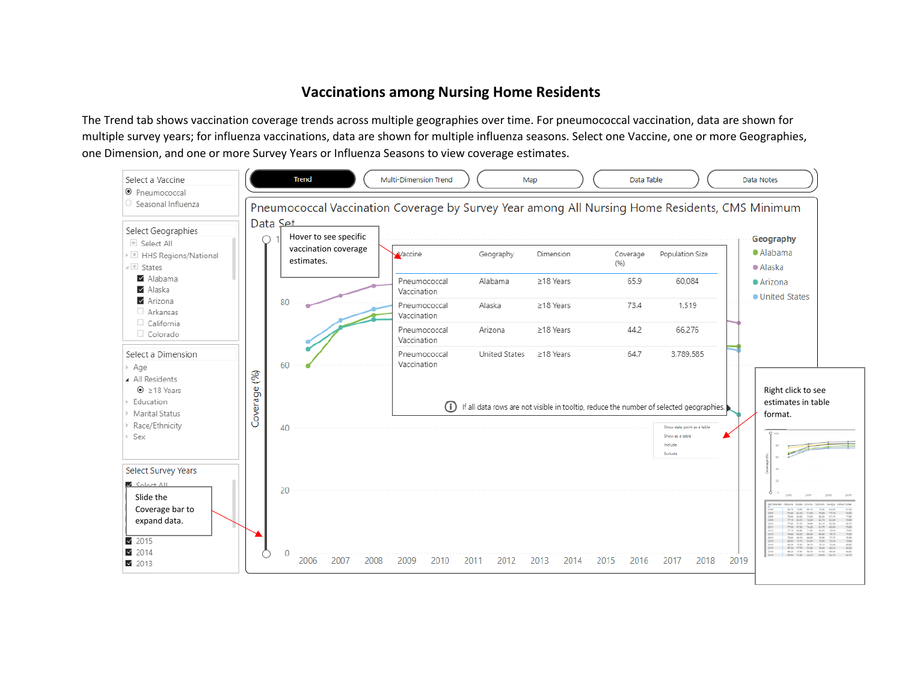# Vaccinations among Nursing Home Residents

The Trend tab shows vaccination coverage trends across multiple geographies over time. For pneumococcal vaccination, data are shown for multiple survey years; for influenza vaccinations, data are shown for multiple influenza seasons. Select one Vaccine, one or more Geographies, one Dimension, and one or more Survey Years or Influenza Seasons to view coverage estimates.

Select a Vaccine
- Pneumococcal
- Seasonal Influenza

Select Geographies
- Select All
- HHS Regions/National
- States
  - Alabama
  - Alaska
  - Arizona
  - Arkansas
  - California
  - Colorado

Select a Dimension
- Age
- All Residents
  - ≥18 Years
- Education
- Marital Status
- Race/Ethnicity
- Sex

Select Survey Years
- Select All
- 2015
- 2014
- 2013

Slide the Coverage bar to expand data.

Trend | Multi-Dimension Trend | Map | Data Table | Data Notes

Pneumococcal Vaccination Coverage by Survey Year among All Nursing Home Residents, CMS Minimum Data Set

Hover to see specific vaccination coverage estimates.

| Vaccine | Geography | Dimension | Coverage (%) | Population Size |
|---|---|---|---|---|
| Pneumococcal Vaccination | Alabama | ≥18 Years | 65.9 | 60,084 |
| Pneumococcal Vaccination | Alaska | ≥18 Years | 73.4 | 1,519 |
| Pneumococcal Vaccination | Arizona | ≥18 Years | 44.2 | 66,276 |
| Pneumococcal Vaccination | United States | ≥18 Years | 64.7 | 3,789,585 |

If all data rows are not visible in tooltip, reduce the number of selected geographies.

Geography: Alabama, Alaska, Arizona, United States

Coverage (%) — 0, 20, 40, 60, 80

2006 2007 2008 2009 2010 2011 2012 2013 2014 2015 2016 2017 2018 2019

Show data point as a table
Show as a table
Include
Exclude

Right click to see estimates in table format.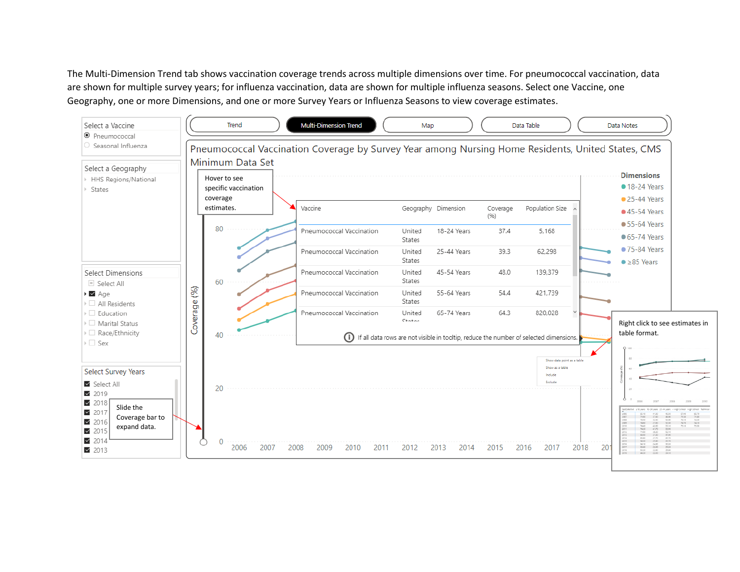The Multi-Dimension Trend tab shows vaccination coverage trends across multiple dimensions over time. For pneumococcal vaccination, data are shown for multiple survey years; for influenza vaccination, data are shown for multiple influenza seasons. Select one Vaccine, one Geography, one or more Dimensions, and one or more Survey Years or Influenza Seasons to view coverage estimates.

Select a Vaccine
- Pneumococcal
- Seasonal Influenza

Select a Geography
- HHS Regions/National
- States

Select Dimensions
- Select All
- Age
- All Residents
- Education
- Marital Status
- Race/Ethnicity
- Sex

Select Survey Years
- Select All
- 2019
- 2018
- 2017
- 2016
- 2015
- 2014
- 2013

Trend | Multi-Dimension Trend | Map | Data Table | Data Notes

Pneumococcal Vaccination Coverage by Survey Year among Nursing Home Residents, United States, CMS Minimum Data Set

Hover to see specific vaccination coverage estimates.

| Vaccine | Geography | Dimension | Coverage (%) | Population Size |
| --- | --- | --- | --- | --- |
| Pneumococcal Vaccination | United States | 18-24 Years | 37.4 | 5,168 |
| Pneumococcal Vaccination | United States | 25-44 Years | 39.3 | 62,298 |
| Pneumococcal Vaccination | United States | 45-54 Years | 48.0 | 139,379 |
| Pneumococcal Vaccination | United States | 55-64 Years | 54.4 | 421,739 |
| Pneumococcal Vaccination | United States | 65-74 Years | 64.3 | 820,028 |

If all data rows are not visible in tooltip, reduce the number of selected dimensions.

Dimensions
- 18-24 Years
- 25-44 Years
- 45-54 Years
- 55-64 Years
- 65-74 Years
- 75-84 Years
- ≥85 Years

Slide the Coverage bar to expand data.

Right click to see estimates in table format.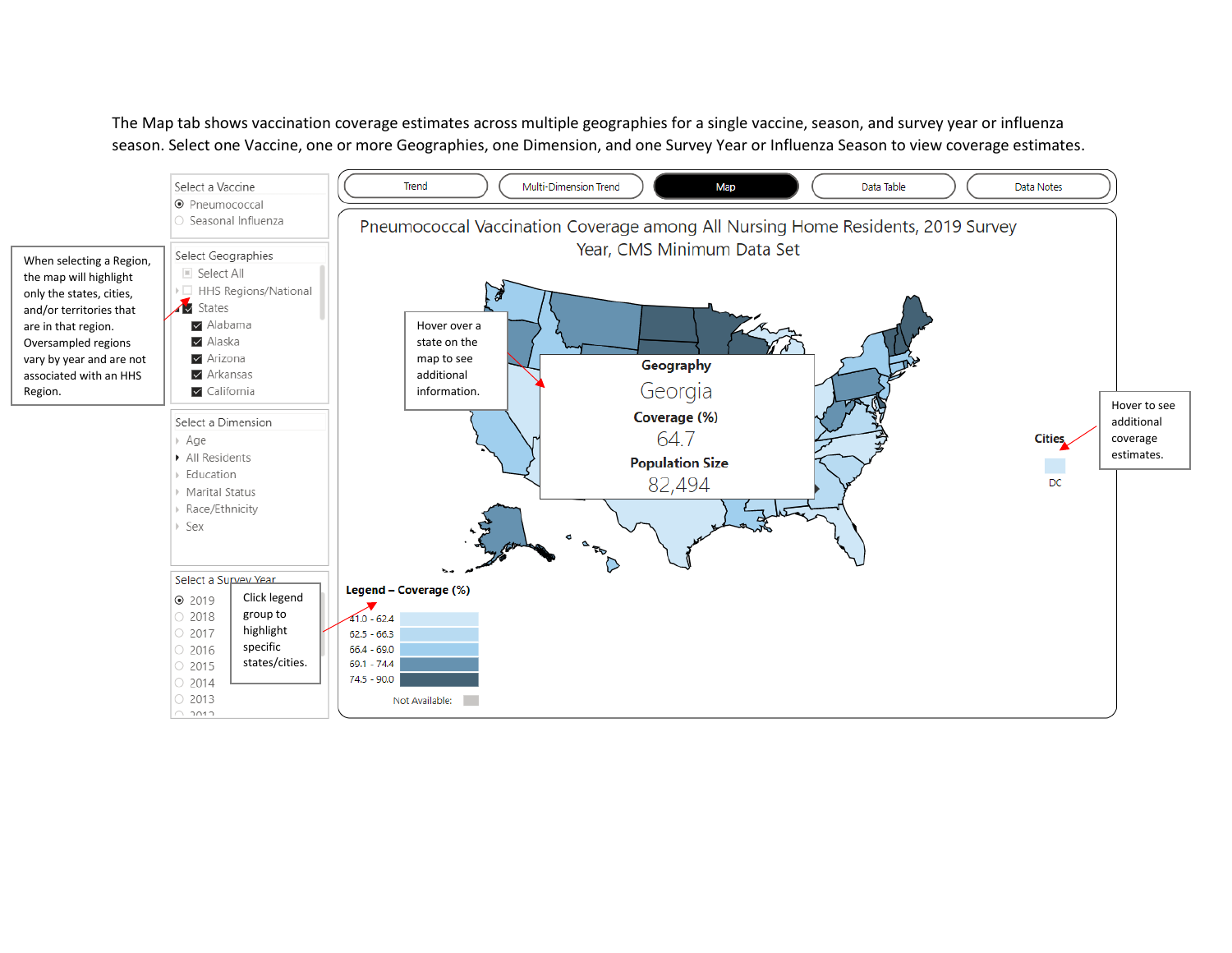The Map tab shows vaccination coverage estimates across multiple geographies for a single vaccine, season, and survey year or influenza season. Select one Vaccine, one or more Geographies, one Dimension, and one Survey Year or Influenza Season to view coverage estimates.

Select a Vaccine
- Pneumococcal
- Seasonal Influenza

Select Geographies
- Select All
- HHS Regions/National
- States
  - Alabama
  - Alaska
  - Arizona
  - Arkansas
  - California

When selecting a Region, the map will highlight only the states, cities, and/or territories that are in that region. Oversampled regions vary by year and are not associated with an HHS Region.

Select a Dimension
- Age
- All Residents
- Education
- Marital Status
- Race/Ethnicity
- Sex

Select a Survey Year
- 2019
- 2018
- 2017
- 2016
- 2015
- 2014
- 2013
- 2012

Click legend group to highlight specific states/cities.

Trend | Multi-Dimension Trend | Map | Data Table | Data Notes

Pneumococcal Vaccination Coverage among All Nursing Home Residents, 2019 Survey Year, CMS Minimum Data Set

Hover over a state on the map to see additional information.

**Geography**
Georgia
**Coverage (%)**
64.7
**Population Size**
82,494

**Cities**
DC

Hover to see additional coverage estimates.

**Legend – Coverage (%)**
- 41.0 - 62.4
- 62.5 - 66.3
- 66.4 - 69.0
- 69.1 - 74.4
- 74.5 - 90.0

Not Available: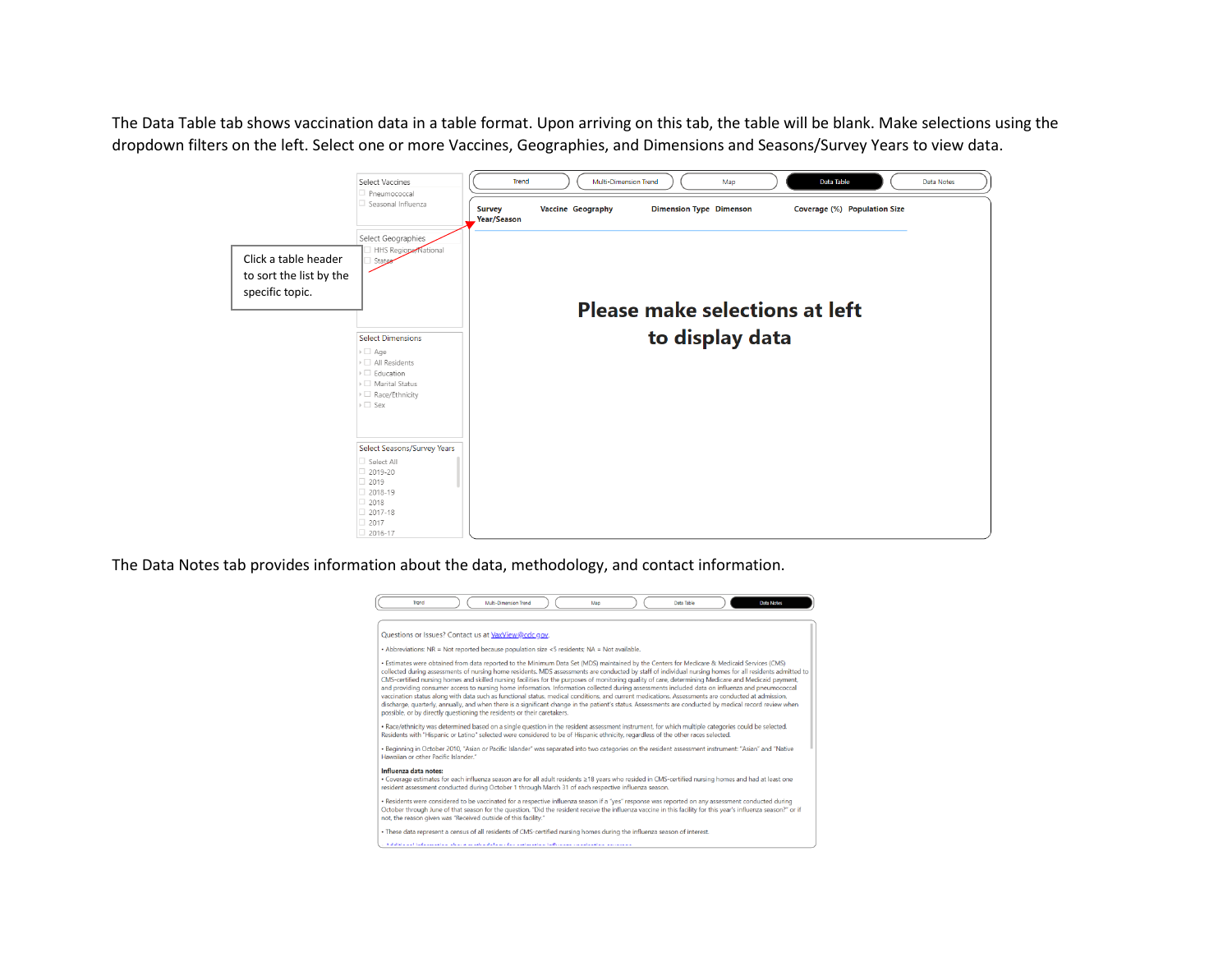The Data Table tab shows vaccination data in a table format. Upon arriving on this tab, the table will be blank. Make selections using the dropdown filters on the left. Select one or more Vaccines, Geographies, and Dimensions and Seasons/Survey Years to view data.

Select Vaccines
Pneumococcal
Seasonal Influenza

Select Geographies
HHS Regions/National
States

Click a table header to sort the list by the specific topic.

Select Dimensions
Age
All Residents
Education
Marital Status
Race/Ethnicity
Sex

Select Seasons/Survey Years
Select All
2019-20
2019
2018-19
2018
2017-18
2017
2016-17

Trend | Multi-Dimension Trend | Map | Data Table | Data Notes

Survey Year/Season | Vaccine | Geography | Dimension Type | Dimenson | Coverage (%) | Population Size

**Please make selections at left to display data**

The Data Notes tab provides information about the data, methodology, and contact information.

Trend | Multi-Dimension Trend | Map | Data Table | Data Notes

Questions or Issues? Contact us at VaxView@cdc.gov.

- Abbreviations: NR = Not reported because population size <5 residents; NA = Not available.
- Estimates were obtained from data reported to the Minimum Data Set (MDS) maintained by the Centers for Medicare & Medicaid Services (CMS) collected during assessments of nursing home residents. MDS assessments are conducted by staff of individual nursing homes for all residents admitted to CMS-certified nursing homes and skilled nursing facilities for the purposes of monitoring quality of care, determining Medicare and Medicaid payment, and providing consumer access to nursing home information. Information collected during assessments included data on influenza and pneumococcal vaccination status along with data such as functional status, medical conditions, and current medications. Assessments are conducted at admission, discharge, quarterly, annually, and when there is a significant change in the patient's status. Assessments are conducted by medical record review when possible, or by directly questioning the residents or their caretakers.
- Race/ethnicity was determined based on a single question in the resident assessment instrument, for which multiple categories could be selected. Residents with "Hispanic or Latino" selected were considered to be of Hispanic ethnicity, regardless of the other races selected.
- Beginning in October 2010, "Asian or Pacific Islander" was separated into two categories on the resident assessment instrument: "Asian" and "Native Hawaiian or other Pacific Islander."

**Influenza data notes:**

- Coverage estimates for each influenza season are for all adult residents ≥18 years who resided in CMS-certified nursing homes and had at least one resident assessment conducted during October 1 through March 31 of each respective influenza season.
- Residents were considered to be vaccinated for a respective influenza season if a "yes" response was reported on any assessment conducted during October through June of that season for the question, "Did the resident receive the influenza vaccine in this facility for this year's influenza season?" or if not, the reason given was "Received outside of this facility."
- These data represent a census of all residents of CMS-certified nursing homes during the influenza season of interest.